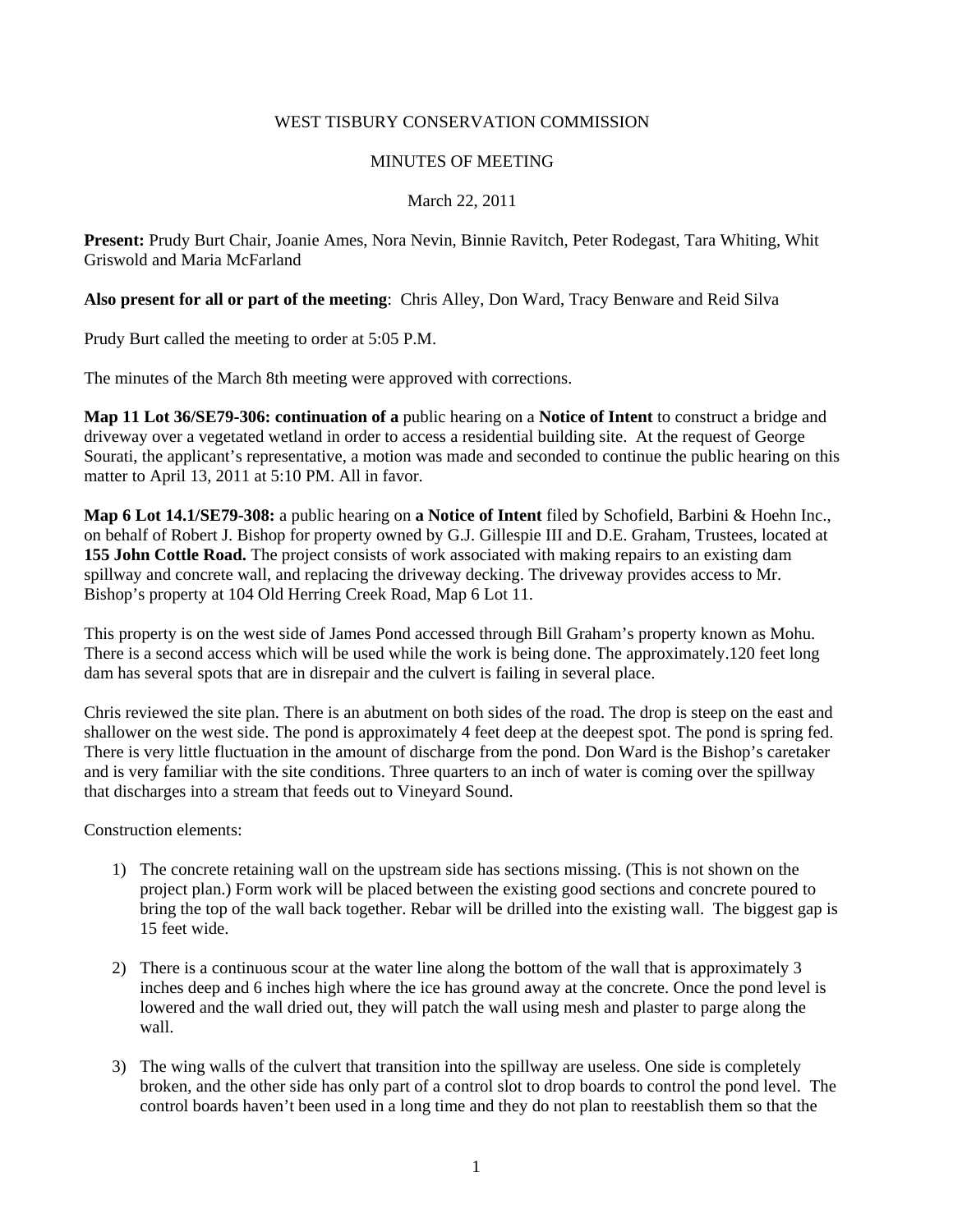WEST TISBURY CONSERVATION COMMISSION

MINUTES OF MEETING

March 22, 2011

**Present:** Prudy Burt Chair, Joanie Ames, Nora Nevin, Binnie Ravitch, Peter Rodegast, Tara Whiting, Whit Griswold and Maria McFarland

**Also present for all or part of the meeting**: Chris Alley, Don Ward, Tracy Benware and Reid Silva

Prudy Burt called the meeting to order at 5:05 P.M.

The minutes of the March 8th meeting were approved with corrections.

**Map 11 Lot 36/SE79-306: continuation of a** public hearing on a **Notice of Intent** to construct a bridge and driveway over a vegetated wetland in order to access a residential building site. At the request of George Sourati, the applicant's representative, a motion was made and seconded to continue the public hearing on this matter to April 13, 2011 at 5:10 PM. All in favor.

**Map 6 Lot 14.1/SE79-308:** a public hearing on **a Notice of Intent** filed by Schofield, Barbini & Hoehn Inc., on behalf of Robert J. Bishop for property owned by G.J. Gillespie III and D.E. Graham, Trustees, located at **155 John Cottle Road.** The project consists of work associated with making repairs to an existing dam spillway and concrete wall, and replacing the driveway decking. The driveway provides access to Mr. Bishop's property at 104 Old Herring Creek Road, Map 6 Lot 11.

This property is on the west side of James Pond accessed through Bill Graham's property known as Mohu. There is a second access which will be used while the work is being done. The approximately.120 feet long dam has several spots that are in disrepair and the culvert is failing in several place.

Chris reviewed the site plan. There is an abutment on both sides of the road. The drop is steep on the east and shallower on the west side. The pond is approximately 4 feet deep at the deepest spot. The pond is spring fed. There is very little fluctuation in the amount of discharge from the pond. Don Ward is the Bishop's caretaker and is very familiar with the site conditions. Three quarters to an inch of water is coming over the spillway that discharges into a stream that feeds out to Vineyard Sound.

Construction elements:

1) The concrete retaining wall on the upstream side has sections missing. (This is not shown on the project plan.) Form work will be placed between the existing good sections and concrete poured to bring the top of the wall back together. Rebar will be drilled into the existing wall. The biggest gap is 15 feet wide.

2) There is a continuous scour at the water line along the bottom of the wall that is approximately 3 inches deep and 6 inches high where the ice has ground away at the concrete. Once the pond level is lowered and the wall dried out, they will patch the wall using mesh and plaster to parge along the wall.

3) The wing walls of the culvert that transition into the spillway are useless. One side is completely broken, and the other side has only part of a control slot to drop boards to control the pond level. The control boards haven't been used in a long time and they do not plan to reestablish them so that the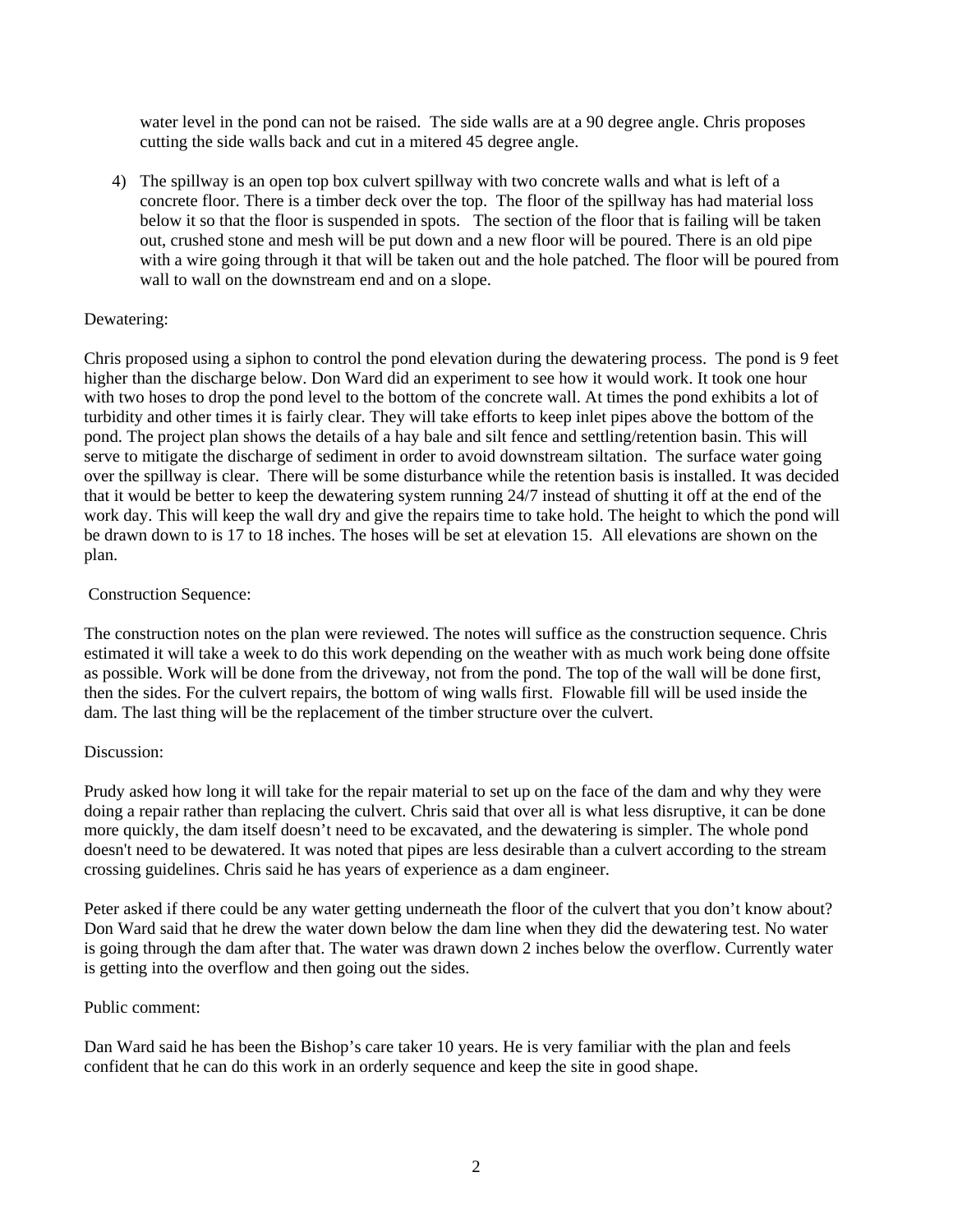water level in the pond can not be raised. The side walls are at a 90 degree angle. Chris proposes cutting the side walls back and cut in a mitered 45 degree angle.

4) The spillway is an open top box culvert spillway with two concrete walls and what is left of a concrete floor. There is a timber deck over the top. The floor of the spillway has had material loss below it so that the floor is suspended in spots. The section of the floor that is failing will be taken out, crushed stone and mesh will be put down and a new floor will be poured. There is an old pipe with a wire going through it that will be taken out and the hole patched. The floor will be poured from wall to wall on the downstream end and on a slope.

Dewatering:

Chris proposed using a siphon to control the pond elevation during the dewatering process. The pond is 9 feet higher than the discharge below. Don Ward did an experiment to see how it would work. It took one hour with two hoses to drop the pond level to the bottom of the concrete wall. At times the pond exhibits a lot of turbidity and other times it is fairly clear. They will take efforts to keep inlet pipes above the bottom of the pond. The project plan shows the details of a hay bale and silt fence and settling/retention basin. This will serve to mitigate the discharge of sediment in order to avoid downstream siltation. The surface water going over the spillway is clear. There will be some disturbance while the retention basis is installed. It was decided that it would be better to keep the dewatering system running 24/7 instead of shutting it off at the end of the work day. This will keep the wall dry and give the repairs time to take hold. The height to which the pond will be drawn down to is 17 to 18 inches. The hoses will be set at elevation 15. All elevations are shown on the plan.

Construction Sequence:

The construction notes on the plan were reviewed. The notes will suffice as the construction sequence. Chris estimated it will take a week to do this work depending on the weather with as much work being done offsite as possible. Work will be done from the driveway, not from the pond. The top of the wall will be done first, then the sides. For the culvert repairs, the bottom of wing walls first. Flowable fill will be used inside the dam. The last thing will be the replacement of the timber structure over the culvert.

Discussion:

Prudy asked how long it will take for the repair material to set up on the face of the dam and why they were doing a repair rather than replacing the culvert. Chris said that over all is what less disruptive, it can be done more quickly, the dam itself doesn't need to be excavated, and the dewatering is simpler. The whole pond doesn't need to be dewatered. It was noted that pipes are less desirable than a culvert according to the stream crossing guidelines. Chris said he has years of experience as a dam engineer.

Peter asked if there could be any water getting underneath the floor of the culvert that you don't know about? Don Ward said that he drew the water down below the dam line when they did the dewatering test. No water is going through the dam after that. The water was drawn down 2 inches below the overflow. Currently water is getting into the overflow and then going out the sides.

Public comment:

Dan Ward said he has been the Bishop's care taker 10 years. He is very familiar with the plan and feels confident that he can do this work in an orderly sequence and keep the site in good shape.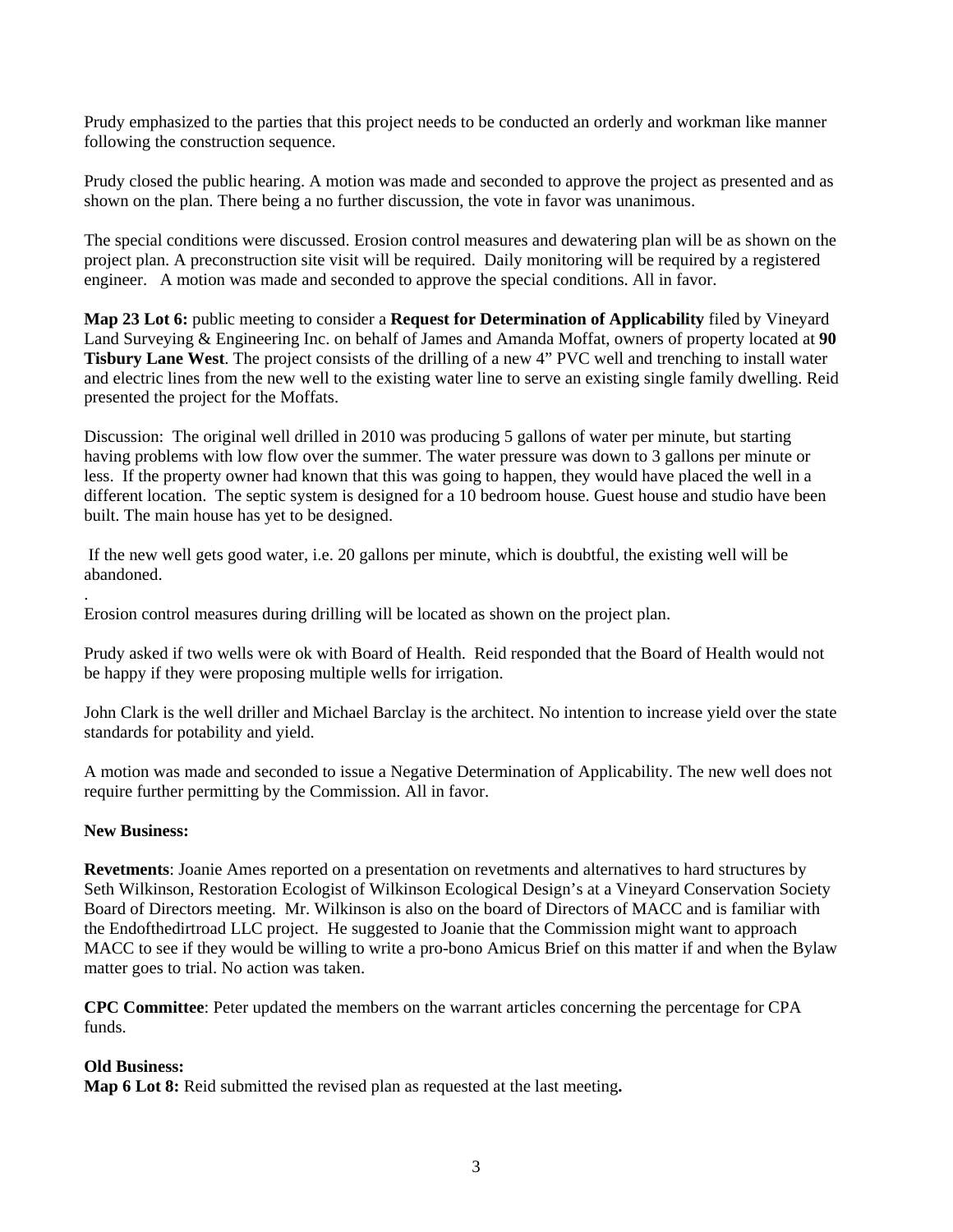Prudy emphasized to the parties that this project needs to be conducted an orderly and workman like manner following the construction sequence.

Prudy closed the public hearing. A motion was made and seconded to approve the project as presented and as shown on the plan. There being a no further discussion, the vote in favor was unanimous.

The special conditions were discussed. Erosion control measures and dewatering plan will be as shown on the project plan. A preconstruction site visit will be required. Daily monitoring will be required by a registered engineer. A motion was made and seconded to approve the special conditions. All in favor.

**Map 23 Lot 6:** public meeting to consider a **Request for Determination of Applicability** filed by Vineyard Land Surveying & Engineering Inc. on behalf of James and Amanda Moffat, owners of property located at **90 Tisbury Lane West**. The project consists of the drilling of a new 4" PVC well and trenching to install water and electric lines from the new well to the existing water line to serve an existing single family dwelling. Reid presented the project for the Moffats.

Discussion: The original well drilled in 2010 was producing 5 gallons of water per minute, but starting having problems with low flow over the summer. The water pressure was down to 3 gallons per minute or less. If the property owner had known that this was going to happen, they would have placed the well in a different location. The septic system is designed for a 10 bedroom house. Guest house and studio have been built. The main house has yet to be designed.

If the new well gets good water, i.e. 20 gallons per minute, which is doubtful, the existing well will be abandoned.

.
Erosion control measures during drilling will be located as shown on the project plan.

Prudy asked if two wells were ok with Board of Health. Reid responded that the Board of Health would not be happy if they were proposing multiple wells for irrigation.

John Clark is the well driller and Michael Barclay is the architect. No intention to increase yield over the state standards for potability and yield.

A motion was made and seconded to issue a Negative Determination of Applicability. The new well does not require further permitting by the Commission. All in favor.

**New Business:**

**Revetments**: Joanie Ames reported on a presentation on revetments and alternatives to hard structures by Seth Wilkinson, Restoration Ecologist of Wilkinson Ecological Design's at a Vineyard Conservation Society Board of Directors meeting. Mr. Wilkinson is also on the board of Directors of MACC and is familiar with the Endofthedirtroad LLC project. He suggested to Joanie that the Commission might want to approach MACC to see if they would be willing to write a pro-bono Amicus Brief on this matter if and when the Bylaw matter goes to trial. No action was taken.

**CPC Committee**: Peter updated the members on the warrant articles concerning the percentage for CPA funds.

**Old Business:**
**Map 6 Lot 8:** Reid submitted the revised plan as requested at the last meeting**.**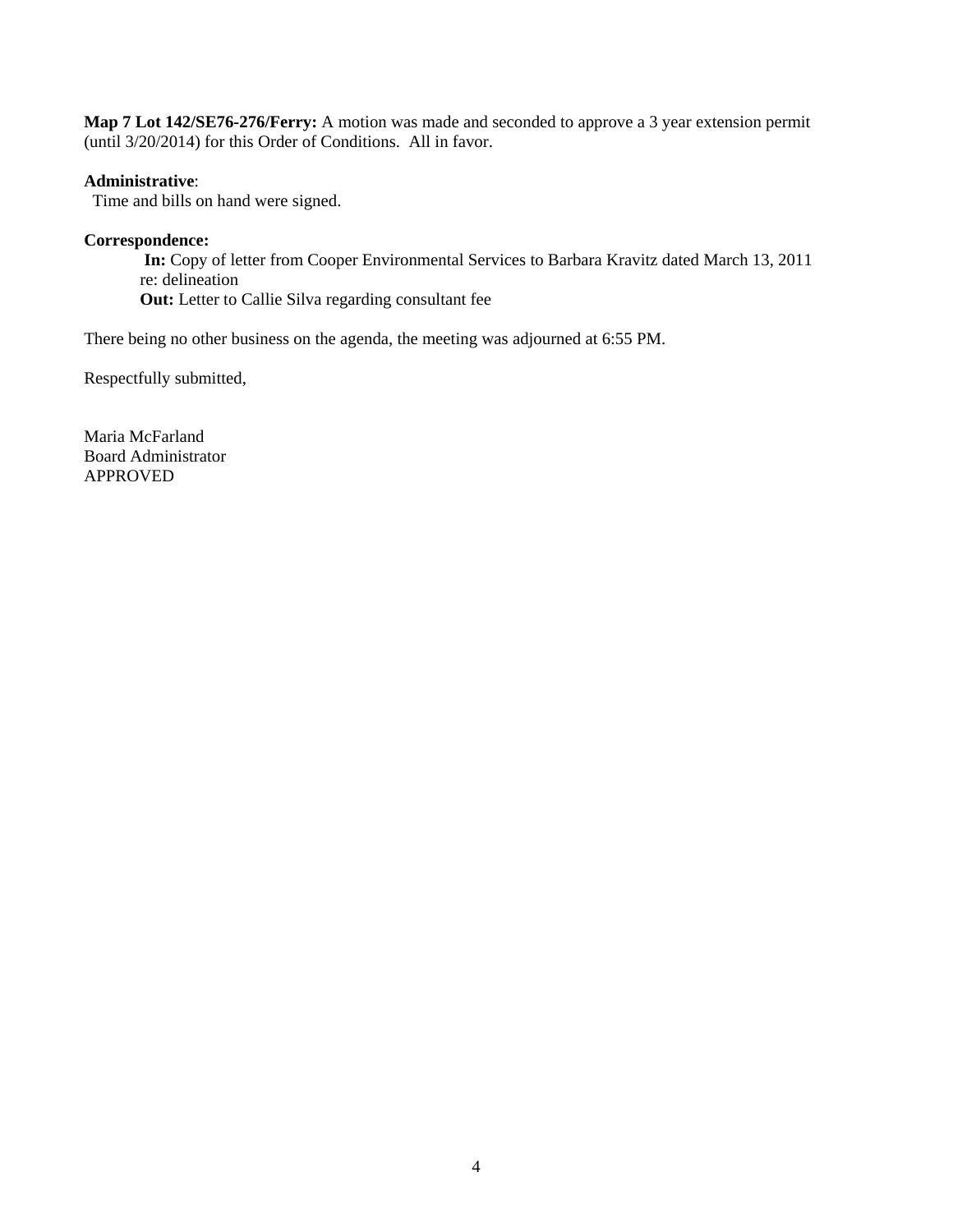**Map 7 Lot 142/SE76-276/Ferry:** A motion was made and seconded to approve a 3 year extension permit (until 3/20/2014) for this Order of Conditions. All in favor.

**Administrative**:

Time and bills on hand were signed.

**Correspondence:**

**In:** Copy of letter from Cooper Environmental Services to Barbara Kravitz dated March 13, 2011 re: delineation

**Out:** Letter to Callie Silva regarding consultant fee

There being no other business on the agenda, the meeting was adjourned at 6:55 PM.

Respectfully submitted,

Maria McFarland
Board Administrator
APPROVED